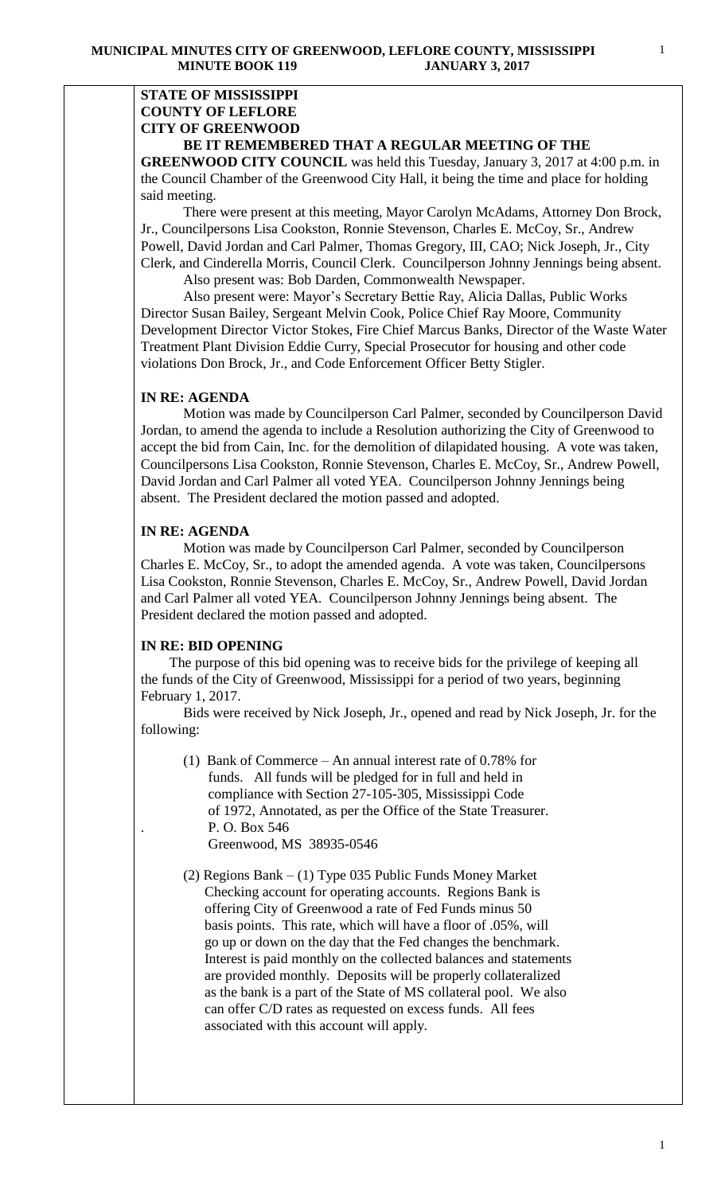**STATE OF MISSISSIPPI**
**COUNTY OF LEFLORE**
**CITY OF GREENWOOD**

**BE IT REMEMBERED THAT A REGULAR MEETING OF THE GREENWOOD CITY COUNCIL** was held this Tuesday, January 3, 2017 at 4:00 p.m. in the Council Chamber of the Greenwood City Hall, it being the time and place for holding said meeting.

There were present at this meeting, Mayor Carolyn McAdams, Attorney Don Brock, Jr., Councilpersons Lisa Cookston, Ronnie Stevenson, Charles E. McCoy, Sr., Andrew Powell, David Jordan and Carl Palmer, Thomas Gregory, III, CAO; Nick Joseph, Jr., City Clerk, and Cinderella Morris, Council Clerk. Councilperson Johnny Jennings being absent.

Also present was: Bob Darden, Commonwealth Newspaper.

Also present were: Mayor's Secretary Bettie Ray, Alicia Dallas, Public Works Director Susan Bailey, Sergeant Melvin Cook, Police Chief Ray Moore, Community Development Director Victor Stokes, Fire Chief Marcus Banks, Director of the Waste Water Treatment Plant Division Eddie Curry, Special Prosecutor for housing and other code violations Don Brock, Jr., and Code Enforcement Officer Betty Stigler.

**IN RE: AGENDA**

Motion was made by Councilperson Carl Palmer, seconded by Councilperson David Jordan, to amend the agenda to include a Resolution authorizing the City of Greenwood to accept the bid from Cain, Inc. for the demolition of dilapidated housing. A vote was taken, Councilpersons Lisa Cookston, Ronnie Stevenson, Charles E. McCoy, Sr., Andrew Powell, David Jordan and Carl Palmer all voted YEA. Councilperson Johnny Jennings being absent. The President declared the motion passed and adopted.

**IN RE: AGENDA**

Motion was made by Councilperson Carl Palmer, seconded by Councilperson Charles E. McCoy, Sr., to adopt the amended agenda. A vote was taken, Councilpersons Lisa Cookston, Ronnie Stevenson, Charles E. McCoy, Sr., Andrew Powell, David Jordan and Carl Palmer all voted YEA. Councilperson Johnny Jennings being absent. The President declared the motion passed and adopted.

**IN RE: BID OPENING**

The purpose of this bid opening was to receive bids for the privilege of keeping all the funds of the City of Greenwood, Mississippi for a period of two years, beginning February 1, 2017.

Bids were received by Nick Joseph, Jr., opened and read by Nick Joseph, Jr. for the following:

(1) Bank of Commerce – An annual interest rate of 0.78% for funds. All funds will be pledged for in full and held in compliance with Section 27-105-305, Mississippi Code of 1972, Annotated, as per the Office of the State Treasurer.
P. O. Box 546
Greenwood, MS 38935-0546

(2) Regions Bank – (1) Type 035 Public Funds Money Market Checking account for operating accounts. Regions Bank is offering City of Greenwood a rate of Fed Funds minus 50 basis points. This rate, which will have a floor of .05%, will go up or down on the day that the Fed changes the benchmark. Interest is paid monthly on the collected balances and statements are provided monthly. Deposits will be properly collateralized as the bank is a part of the State of MS collateral pool. We also can offer C/D rates as requested on excess funds. All fees associated with this account will apply.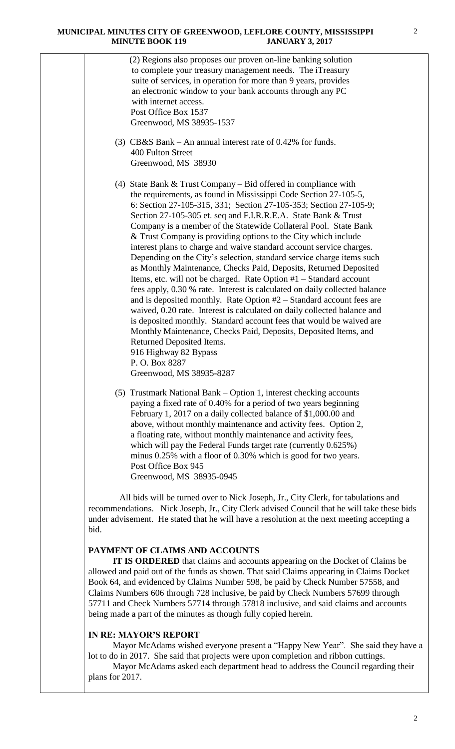(2) Regions also proposes our proven on-line banking solution to complete your treasury management needs. The iTreasury suite of services, in operation for more than 9 years, provides an electronic window to your bank accounts through any PC with internet access.
Post Office Box 1537
Greenwood, MS 38935-1537

(3) CB&S Bank – An annual interest rate of 0.42% for funds.
400 Fulton Street
Greenwood, MS 38930

(4) State Bank & Trust Company – Bid offered in compliance with the requirements, as found in Mississippi Code Section 27-105-5, 6: Section 27-105-315, 331; Section 27-105-353; Section 27-105-9; Section 27-105-305 et. seq and F.I.R.R.E.A. State Bank & Trust Company is a member of the Statewide Collateral Pool. State Bank & Trust Company is providing options to the City which include interest plans to charge and waive standard account service charges. Depending on the City's selection, standard service charge items such as Monthly Maintenance, Checks Paid, Deposits, Returned Deposited Items, etc. will not be charged. Rate Option #1 – Standard account fees apply, 0.30 % rate. Interest is calculated on daily collected balance and is deposited monthly. Rate Option #2 – Standard account fees are waived, 0.20 rate. Interest is calculated on daily collected balance and is deposited monthly. Standard account fees that would be waived are Monthly Maintenance, Checks Paid, Deposits, Deposited Items, and Returned Deposited Items.
916 Highway 82 Bypass
P. O. Box 8287
Greenwood, MS 38935-8287

(5) Trustmark National Bank – Option 1, interest checking accounts paying a fixed rate of 0.40% for a period of two years beginning February 1, 2017 on a daily collected balance of $1,000.00 and above, without monthly maintenance and activity fees. Option 2, a floating rate, without monthly maintenance and activity fees, which will pay the Federal Funds target rate (currently 0.625%) minus 0.25% with a floor of 0.30% which is good for two years.
Post Office Box 945
Greenwood, MS 38935-0945

All bids will be turned over to Nick Joseph, Jr., City Clerk, for tabulations and recommendations. Nick Joseph, Jr., City Clerk advised Council that he will take these bids under advisement. He stated that he will have a resolution at the next meeting accepting a bid.

**PAYMENT OF CLAIMS AND ACCOUNTS**

**IT IS ORDERED** that claims and accounts appearing on the Docket of Claims be allowed and paid out of the funds as shown. That said Claims appearing in Claims Docket Book 64, and evidenced by Claims Number 598, be paid by Check Number 57558, and Claims Numbers 606 through 728 inclusive, be paid by Check Numbers 57699 through 57711 and Check Numbers 57714 through 57818 inclusive, and said claims and accounts being made a part of the minutes as though fully copied herein.

**IN RE: MAYOR'S REPORT**

Mayor McAdams wished everyone present a "Happy New Year". She said they have a lot to do in 2017. She said that projects were upon completion and ribbon cuttings.

Mayor McAdams asked each department head to address the Council regarding their plans for 2017.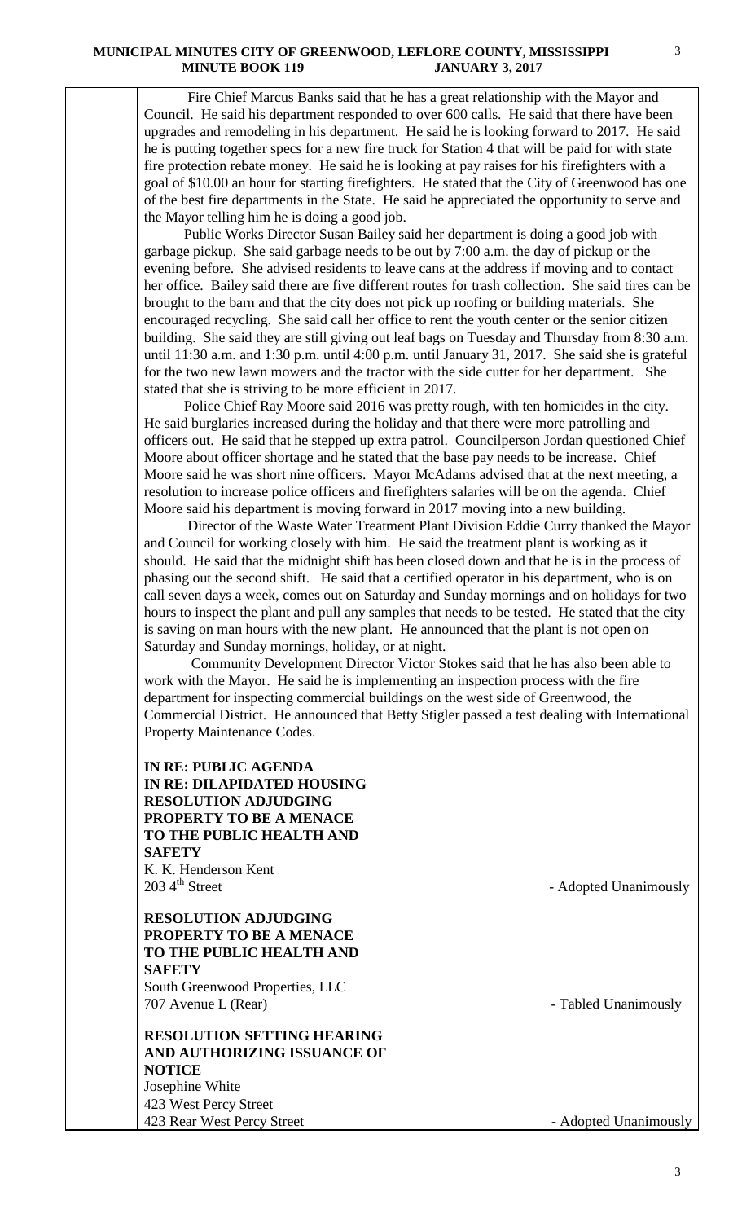Fire Chief Marcus Banks said that he has a great relationship with the Mayor and Council. He said his department responded to over 600 calls. He said that there have been upgrades and remodeling in his department. He said he is looking forward to 2017. He said he is putting together specs for a new fire truck for Station 4 that will be paid for with state fire protection rebate money. He said he is looking at pay raises for his firefighters with a goal of $10.00 an hour for starting firefighters. He stated that the City of Greenwood has one of the best fire departments in the State. He said he appreciated the opportunity to serve and the Mayor telling him he is doing a good job.

Public Works Director Susan Bailey said her department is doing a good job with garbage pickup. She said garbage needs to be out by 7:00 a.m. the day of pickup or the evening before. She advised residents to leave cans at the address if moving and to contact her office. Bailey said there are five different routes for trash collection. She said tires can be brought to the barn and that the city does not pick up roofing or building materials. She encouraged recycling. She said call her office to rent the youth center or the senior citizen building. She said they are still giving out leaf bags on Tuesday and Thursday from 8:30 a.m. until 11:30 a.m. and 1:30 p.m. until 4:00 p.m. until January 31, 2017. She said she is grateful for the two new lawn mowers and the tractor with the side cutter for her department. She stated that she is striving to be more efficient in 2017.

Police Chief Ray Moore said 2016 was pretty rough, with ten homicides in the city. He said burglaries increased during the holiday and that there were more patrolling and officers out. He said that he stepped up extra patrol. Councilperson Jordan questioned Chief Moore about officer shortage and he stated that the base pay needs to be increase. Chief Moore said he was short nine officers. Mayor McAdams advised that at the next meeting, a resolution to increase police officers and firefighters salaries will be on the agenda. Chief Moore said his department is moving forward in 2017 moving into a new building.

Director of the Waste Water Treatment Plant Division Eddie Curry thanked the Mayor and Council for working closely with him. He said the treatment plant is working as it should. He said that the midnight shift has been closed down and that he is in the process of phasing out the second shift. He said that a certified operator in his department, who is on call seven days a week, comes out on Saturday and Sunday mornings and on holidays for two hours to inspect the plant and pull any samples that needs to be tested. He stated that the city is saving on man hours with the new plant. He announced that the plant is not open on Saturday and Sunday mornings, holiday, or at night.

Community Development Director Victor Stokes said that he has also been able to work with the Mayor. He said he is implementing an inspection process with the fire department for inspecting commercial buildings on the west side of Greenwood, the Commercial District. He announced that Betty Stigler passed a test dealing with International Property Maintenance Codes.

**IN RE: PUBLIC AGENDA**
**IN RE: DILAPIDATED HOUSING**
**RESOLUTION ADJUDGING PROPERTY TO BE A MENACE TO THE PUBLIC HEALTH AND SAFETY**
K. K. Henderson Kent
203 4th Street - Adopted Unanimously

**RESOLUTION ADJUDGING PROPERTY TO BE A MENACE TO THE PUBLIC HEALTH AND SAFETY**
South Greenwood Properties, LLC
707 Avenue L (Rear) - Tabled Unanimously

**RESOLUTION SETTING HEARING AND AUTHORIZING ISSUANCE OF NOTICE**
Josephine White
423 West Percy Street
423 Rear West Percy Street - Adopted Unanimously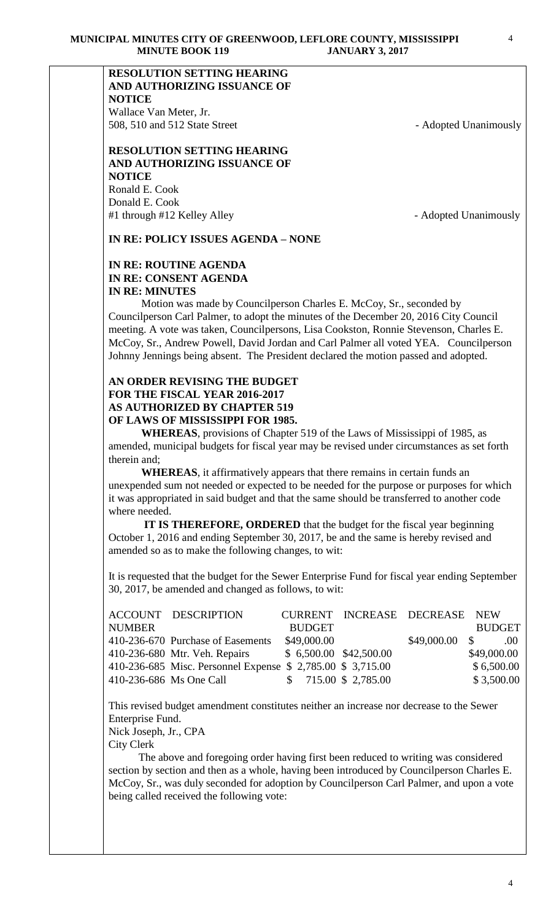**RESOLUTION SETTING HEARING AND AUTHORIZING ISSUANCE OF NOTICE**
Wallace Van Meter, Jr.
508, 510 and 512 State Street - Adopted Unanimously

**RESOLUTION SETTING HEARING AND AUTHORIZING ISSUANCE OF NOTICE**
Ronald E. Cook
Donald E. Cook
#1 through #12 Kelley Alley - Adopted Unanimously

**IN RE: POLICY ISSUES AGENDA – NONE**

**IN RE: ROUTINE AGENDA**
**IN RE: CONSENT AGENDA**
**IN RE: MINUTES**

Motion was made by Councilperson Charles E. McCoy, Sr., seconded by Councilperson Carl Palmer, to adopt the minutes of the December 20, 2016 City Council meeting. A vote was taken, Councilpersons, Lisa Cookston, Ronnie Stevenson, Charles E. McCoy, Sr., Andrew Powell, David Jordan and Carl Palmer all voted YEA. Councilperson Johnny Jennings being absent. The President declared the motion passed and adopted.

**AN ORDER REVISING THE BUDGET FOR THE FISCAL YEAR 2016-2017 AS AUTHORIZED BY CHAPTER 519 OF LAWS OF MISSISSIPPI FOR 1985.**

**WHEREAS**, provisions of Chapter 519 of the Laws of Mississippi of 1985, as amended, municipal budgets for fiscal year may be revised under circumstances as set forth therein and;

**WHEREAS**, it affirmatively appears that there remains in certain funds an unexpended sum not needed or expected to be needed for the purpose or purposes for which it was appropriated in said budget and that the same should be transferred to another code where needed.

**IT IS THEREFORE, ORDERED** that the budget for the fiscal year beginning October 1, 2016 and ending September 30, 2017, be and the same is hereby revised and amended so as to make the following changes, to wit:

It is requested that the budget for the Sewer Enterprise Fund for fiscal year ending September 30, 2017, be amended and changed as follows, to wit:

| ACCOUNT NUMBER | DESCRIPTION | CURRENT BUDGET | INCREASE | DECREASE | NEW BUDGET |
|---|---|---|---|---|---|
| 410-236-670 | Purchase of Easements | $49,000.00 | | $49,000.00 | $ .00 |
| 410-236-680 | Mtr. Veh. Repairs | $ 6,500.00 | $42,500.00 | | $49,000.00 |
| 410-236-685 | Misc. Personnel Expense | $ 2,785.00 | $ 3,715.00 | | $ 6,500.00 |
| 410-236-686 | Ms One Call | $ 715.00 | $ 2,785.00 | | $ 3,500.00 |

This revised budget amendment constitutes neither an increase nor decrease to the Sewer Enterprise Fund.

Nick Joseph, Jr., CPA
City Clerk

The above and foregoing order having first been reduced to writing was considered section by section and then as a whole, having been introduced by Councilperson Charles E. McCoy, Sr., was duly seconded for adoption by Councilperson Carl Palmer, and upon a vote being called received the following vote: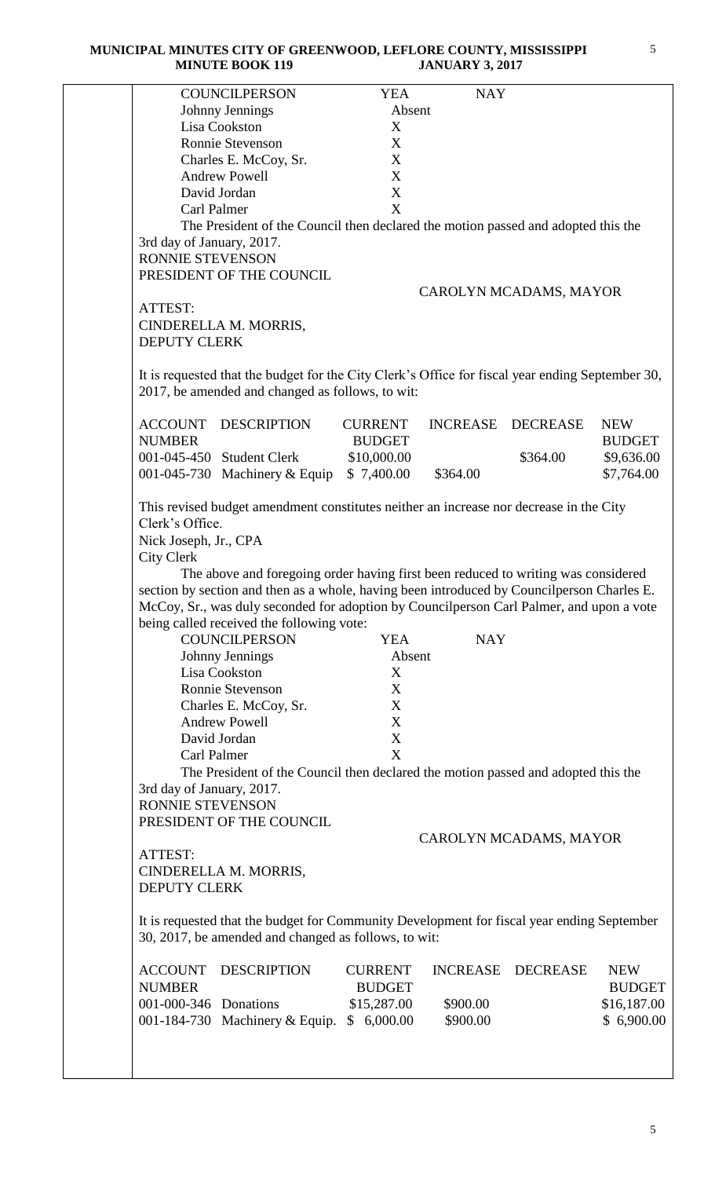| COUNCILPERSON | YEA | NAY |
|---|---|---|
| Johnny Jennings | Absent | |
| Lisa Cookston | X | |
| Ronnie Stevenson | X | |
| Charles E. McCoy, Sr. | X | |
| Andrew Powell | X | |
| David Jordan | X | |
| Carl Palmer | X | |

The President of the Council then declared the motion passed and adopted this the 3rd day of January, 2017.

RONNIE STEVENSON
PRESIDENT OF THE COUNCIL

CAROLYN MCADAMS, MAYOR

ATTEST:
CINDERELLA M. MORRIS,
DEPUTY CLERK

It is requested that the budget for the City Clerk's Office for fiscal year ending September 30, 2017, be amended and changed as follows, to wit:

| ACCOUNT NUMBER | DESCRIPTION | CURRENT BUDGET | INCREASE | DECREASE | NEW BUDGET |
|---|---|---|---|---|---|
| 001-045-450 | Student Clerk | $10,000.00 | | $364.00 | $9,636.00 |
| 001-045-730 | Machinery & Equip | $ 7,400.00 | $364.00 | | $7,764.00 |

This revised budget amendment constitutes neither an increase nor decrease in the City Clerk's Office.

Nick Joseph, Jr., CPA
City Clerk

The above and foregoing order having first been reduced to writing was considered section by section and then as a whole, having been introduced by Councilperson Charles E. McCoy, Sr., was duly seconded for adoption by Councilperson Carl Palmer, and upon a vote being called received the following vote:

| COUNCILPERSON | YEA | NAY |
|---|---|---|
| Johnny Jennings | Absent | |
| Lisa Cookston | X | |
| Ronnie Stevenson | X | |
| Charles E. McCoy, Sr. | X | |
| Andrew Powell | X | |
| David Jordan | X | |
| Carl Palmer | X | |

The President of the Council then declared the motion passed and adopted this the 3rd day of January, 2017.

RONNIE STEVENSON
PRESIDENT OF THE COUNCIL

CAROLYN MCADAMS, MAYOR

ATTEST:
CINDERELLA M. MORRIS,
DEPUTY CLERK

It is requested that the budget for Community Development for fiscal year ending September 30, 2017, be amended and changed as follows, to wit:

| ACCOUNT NUMBER | DESCRIPTION | CURRENT BUDGET | INCREASE | DECREASE | NEW BUDGET |
|---|---|---|---|---|---|
| 001-000-346 | Donations | $15,287.00 | $900.00 | | $16,187.00 |
| 001-184-730 | Machinery & Equip. | $ 6,000.00 | $900.00 | | $ 6,900.00 |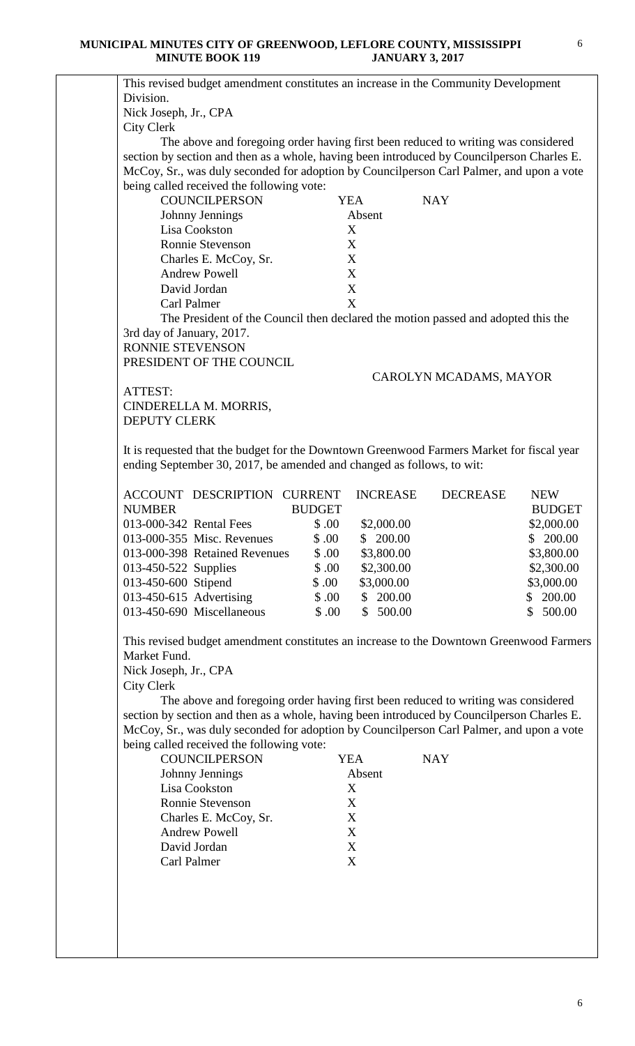This revised budget amendment constitutes an increase in the Community Development Division.

Nick Joseph, Jr., CPA
City Clerk

The above and foregoing order having first been reduced to writing was considered section by section and then as a whole, having been introduced by Councilperson Charles E. McCoy, Sr., was duly seconded for adoption by Councilperson Carl Palmer, and upon a vote being called received the following vote:

| COUNCILPERSON | YEA | NAY |
|---|---|---|
| Johnny Jennings | Absent | |
| Lisa Cookston | X | |
| Ronnie Stevenson | X | |
| Charles E. McCoy, Sr. | X | |
| Andrew Powell | X | |
| David Jordan | X | |
| Carl Palmer | X | |

The President of the Council then declared the motion passed and adopted this the 3rd day of January, 2017.

RONNIE STEVENSON
PRESIDENT OF THE COUNCIL

CAROLYN MCADAMS, MAYOR

ATTEST:
CINDERELLA M. MORRIS,
DEPUTY CLERK

It is requested that the budget for the Downtown Greenwood Farmers Market for fiscal year ending September 30, 2017, be amended and changed as follows, to wit:

| ACCOUNT NUMBER | DESCRIPTION | CURRENT BUDGET | INCREASE | DECREASE | NEW BUDGET |
|---|---|---|---|---|---|
| 013-000-342 | Rental Fees | $ .00 | $2,000.00 | | $2,000.00 |
| 013-000-355 | Misc. Revenues | $ .00 | $ 200.00 | | $ 200.00 |
| 013-000-398 | Retained Revenues | $ .00 | $3,800.00 | | $3,800.00 |
| 013-450-522 | Supplies | $ .00 | $2,300.00 | | $2,300.00 |
| 013-450-600 | Stipend | $ .00 | $3,000.00 | | $3,000.00 |
| 013-450-615 | Advertising | $ .00 | $ 200.00 | | $ 200.00 |
| 013-450-690 | Miscellaneous | $ .00 | $ 500.00 | | $ 500.00 |

This revised budget amendment constitutes an increase to the Downtown Greenwood Farmers Market Fund.

Nick Joseph, Jr., CPA
City Clerk

The above and foregoing order having first been reduced to writing was considered section by section and then as a whole, having been introduced by Councilperson Charles E. McCoy, Sr., was duly seconded for adoption by Councilperson Carl Palmer, and upon a vote being called received the following vote:

| COUNCILPERSON | YEA | NAY |
|---|---|---|
| Johnny Jennings | Absent | |
| Lisa Cookston | X | |
| Ronnie Stevenson | X | |
| Charles E. McCoy, Sr. | X | |
| Andrew Powell | X | |
| David Jordan | X | |
| Carl Palmer | X | |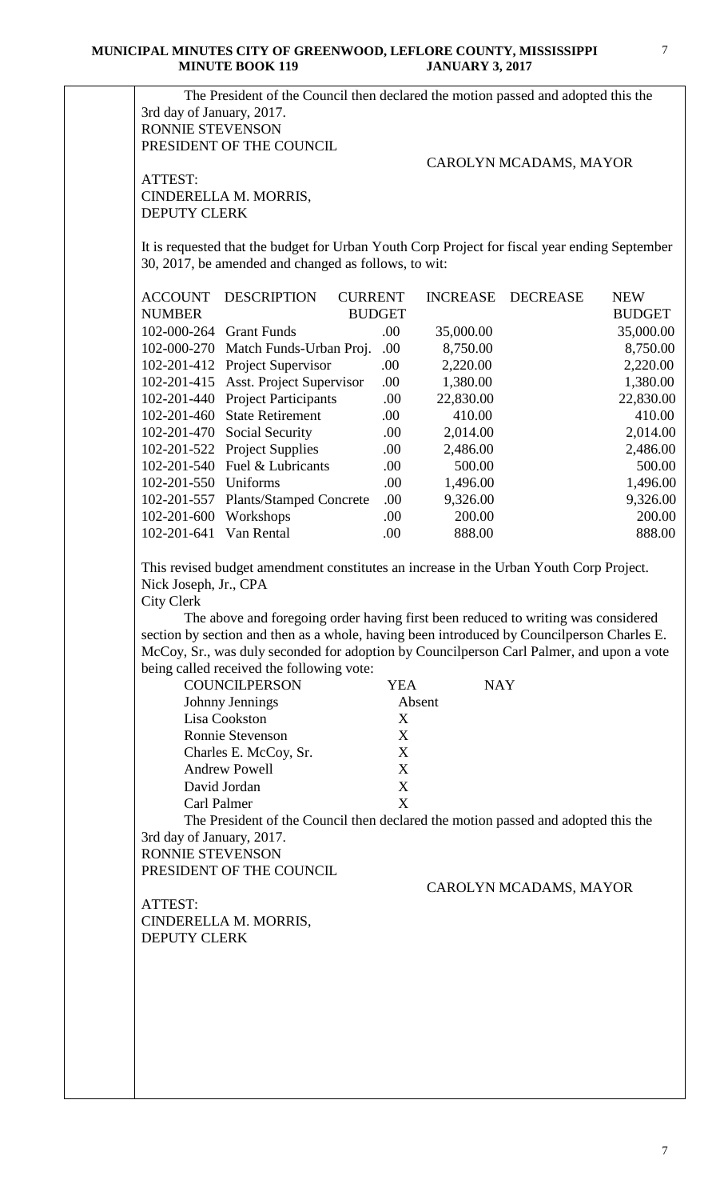The President of the Council then declared the motion passed and adopted this the 3rd day of January, 2017.

RONNIE STEVENSON
PRESIDENT OF THE COUNCIL

CAROLYN MCADAMS, MAYOR

ATTEST:
CINDERELLA M. MORRIS,
DEPUTY CLERK

It is requested that the budget for Urban Youth Corp Project for fiscal year ending September 30, 2017, be amended and changed as follows, to wit:

| ACCOUNT NUMBER | DESCRIPTION | CURRENT BUDGET | INCREASE | DECREASE | NEW BUDGET |
|---|---|---|---|---|---|
| 102-000-264 | Grant Funds | .00 | 35,000.00 | | 35,000.00 |
| 102-000-270 | Match Funds-Urban Proj. | .00 | 8,750.00 | | 8,750.00 |
| 102-201-412 | Project Supervisor | .00 | 2,220.00 | | 2,220.00 |
| 102-201-415 | Asst. Project Supervisor | .00 | 1,380.00 | | 1,380.00 |
| 102-201-440 | Project Participants | .00 | 22,830.00 | | 22,830.00 |
| 102-201-460 | State Retirement | .00 | 410.00 | | 410.00 |
| 102-201-470 | Social Security | .00 | 2,014.00 | | 2,014.00 |
| 102-201-522 | Project Supplies | .00 | 2,486.00 | | 2,486.00 |
| 102-201-540 | Fuel & Lubricants | .00 | 500.00 | | 500.00 |
| 102-201-550 | Uniforms | .00 | 1,496.00 | | 1,496.00 |
| 102-201-557 | Plants/Stamped Concrete | .00 | 9,326.00 | | 9,326.00 |
| 102-201-600 | Workshops | .00 | 200.00 | | 200.00 |
| 102-201-641 | Van Rental | .00 | 888.00 | | 888.00 |

This revised budget amendment constitutes an increase in the Urban Youth Corp Project.

Nick Joseph, Jr., CPA
City Clerk

The above and foregoing order having first been reduced to writing was considered section by section and then as a whole, having been introduced by Councilperson Charles E. McCoy, Sr., was duly seconded for adoption by Councilperson Carl Palmer, and upon a vote being called received the following vote:

| COUNCILPERSON | YEA | NAY |
|---|---|---|
| Johnny Jennings | Absent | |
| Lisa Cookston | X | |
| Ronnie Stevenson | X | |
| Charles E. McCoy, Sr. | X | |
| Andrew Powell | X | |
| David Jordan | X | |
| Carl Palmer | X | |

The President of the Council then declared the motion passed and adopted this the 3rd day of January, 2017.

RONNIE STEVENSON
PRESIDENT OF THE COUNCIL

CAROLYN MCADAMS, MAYOR

ATTEST:
CINDERELLA M. MORRIS,
DEPUTY CLERK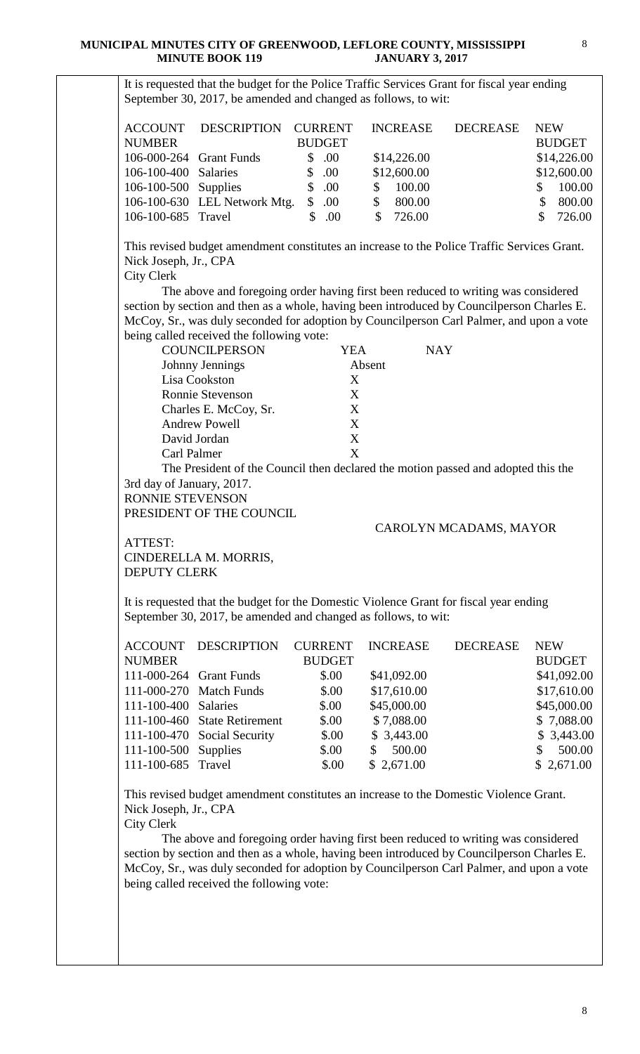It is requested that the budget for the Police Traffic Services Grant for fiscal year ending September 30, 2017, be amended and changed as follows, to wit:

| ACCOUNT NUMBER | DESCRIPTION | CURRENT BUDGET | INCREASE | DECREASE | NEW BUDGET |
|---|---|---|---|---|---|
| 106-000-264 | Grant Funds | $ .00 | $14,226.00 | | $14,226.00 |
| 106-100-400 | Salaries | $ .00 | $12,600.00 | | $12,600.00 |
| 106-100-500 | Supplies | $ .00 | $ 100.00 | | $ 100.00 |
| 106-100-630 | LEL Network Mtg. | $ .00 | $ 800.00 | | $ 800.00 |
| 106-100-685 | Travel | $ .00 | $ 726.00 | | $ 726.00 |

This revised budget amendment constitutes an increase to the Police Traffic Services Grant.
Nick Joseph, Jr., CPA
City Clerk

The above and foregoing order having first been reduced to writing was considered section by section and then as a whole, having been introduced by Councilperson Charles E. McCoy, Sr., was duly seconded for adoption by Councilperson Carl Palmer, and upon a vote being called received the following vote:

| COUNCILPERSON | YEA | NAY |
|---|---|---|
| Johnny Jennings | Absent | |
| Lisa Cookston | X | |
| Ronnie Stevenson | X | |
| Charles E. McCoy, Sr. | X | |
| Andrew Powell | X | |
| David Jordan | X | |
| Carl Palmer | X | |

The President of the Council then declared the motion passed and adopted this the 3rd day of January, 2017.

RONNIE STEVENSON
PRESIDENT OF THE COUNCIL

CAROLYN MCADAMS, MAYOR

ATTEST:
CINDERELLA M. MORRIS,
DEPUTY CLERK

It is requested that the budget for the Domestic Violence Grant for fiscal year ending September 30, 2017, be amended and changed as follows, to wit:

| ACCOUNT NUMBER | DESCRIPTION | CURRENT BUDGET | INCREASE | DECREASE | NEW BUDGET |
|---|---|---|---|---|---|
| 111-000-264 | Grant Funds | $.00 | $41,092.00 | | $41,092.00 |
| 111-000-270 | Match Funds | $.00 | $17,610.00 | | $17,610.00 |
| 111-100-400 | Salaries | $.00 | $45,000.00 | | $45,000.00 |
| 111-100-460 | State Retirement | $.00 | $ 7,088.00 | | $ 7,088.00 |
| 111-100-470 | Social Security | $.00 | $ 3,443.00 | | $ 3,443.00 |
| 111-100-500 | Supplies | $.00 | $ 500.00 | | $ 500.00 |
| 111-100-685 | Travel | $.00 | $ 2,671.00 | | $ 2,671.00 |

This revised budget amendment constitutes an increase to the Domestic Violence Grant.
Nick Joseph, Jr., CPA
City Clerk

The above and foregoing order having first been reduced to writing was considered section by section and then as a whole, having been introduced by Councilperson Charles E. McCoy, Sr., was duly seconded for adoption by Councilperson Carl Palmer, and upon a vote being called received the following vote: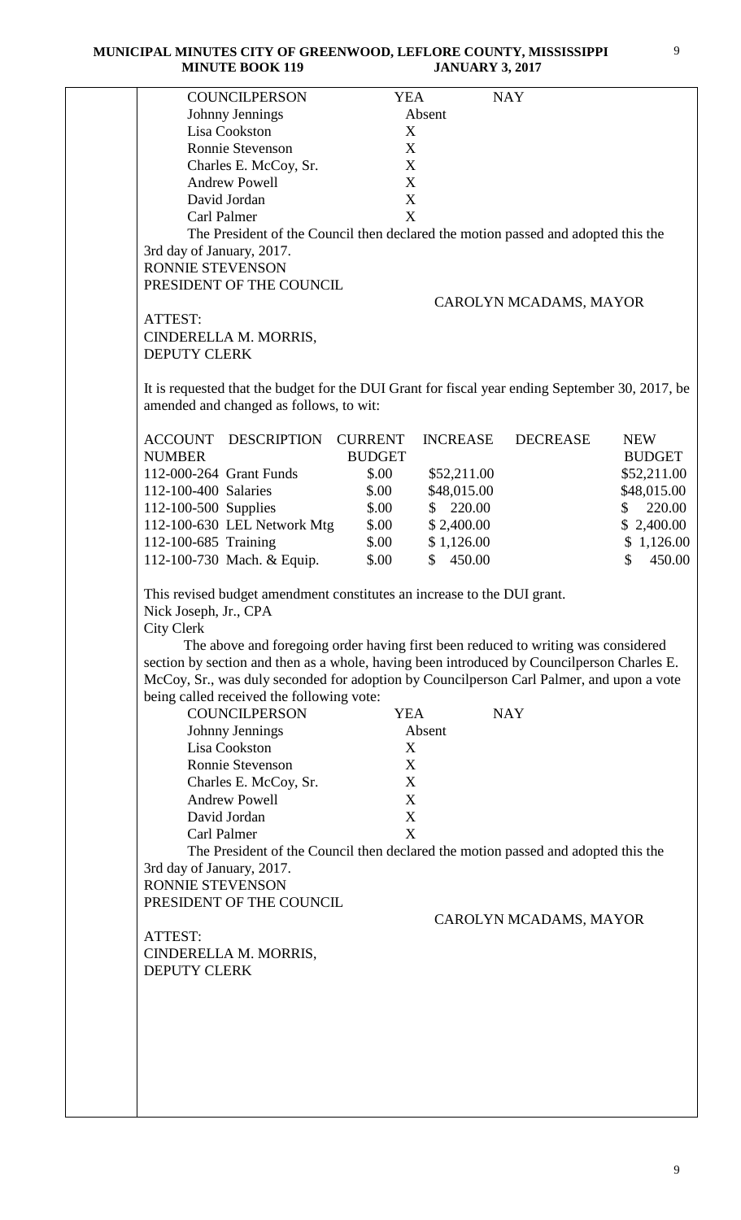| COUNCILPERSON | YEA | NAY |
|---|---|---|
| Johnny Jennings | Absent | |
| Lisa Cookston | X | |
| Ronnie Stevenson | X | |
| Charles E. McCoy, Sr. | X | |
| Andrew Powell | X | |
| David Jordan | X | |
| Carl Palmer | X | |

The President of the Council then declared the motion passed and adopted this the 3rd day of January, 2017.

RONNIE STEVENSON
PRESIDENT OF THE COUNCIL

CAROLYN MCADAMS, MAYOR

ATTEST:
CINDERELLA M. MORRIS,
DEPUTY CLERK

It is requested that the budget for the DUI Grant for fiscal year ending September 30, 2017, be amended and changed as follows, to wit:

| ACCOUNT NUMBER | DESCRIPTION | CURRENT BUDGET | INCREASE | DECREASE | NEW BUDGET |
|---|---|---|---|---|---|
| 112-000-264 | Grant Funds | $.00 | $52,211.00 | | $52,211.00 |
| 112-100-400 | Salaries | $.00 | $48,015.00 | | $48,015.00 |
| 112-100-500 | Supplies | $.00 | $ 220.00 | | $ 220.00 |
| 112-100-630 | LEL Network Mtg | $.00 | $ 2,400.00 | | $ 2,400.00 |
| 112-100-685 | Training | $.00 | $ 1,126.00 | | $ 1,126.00 |
| 112-100-730 | Mach. & Equip. | $.00 | $ 450.00 | | $ 450.00 |

This revised budget amendment constitutes an increase to the DUI grant.
Nick Joseph, Jr., CPA
City Clerk

The above and foregoing order having first been reduced to writing was considered section by section and then as a whole, having been introduced by Councilperson Charles E. McCoy, Sr., was duly seconded for adoption by Councilperson Carl Palmer, and upon a vote being called received the following vote:

| COUNCILPERSON | YEA | NAY |
|---|---|---|
| Johnny Jennings | Absent | |
| Lisa Cookston | X | |
| Ronnie Stevenson | X | |
| Charles E. McCoy, Sr. | X | |
| Andrew Powell | X | |
| David Jordan | X | |
| Carl Palmer | X | |

The President of the Council then declared the motion passed and adopted this the 3rd day of January, 2017.

RONNIE STEVENSON
PRESIDENT OF THE COUNCIL

CAROLYN MCADAMS, MAYOR

ATTEST:
CINDERELLA M. MORRIS,
DEPUTY CLERK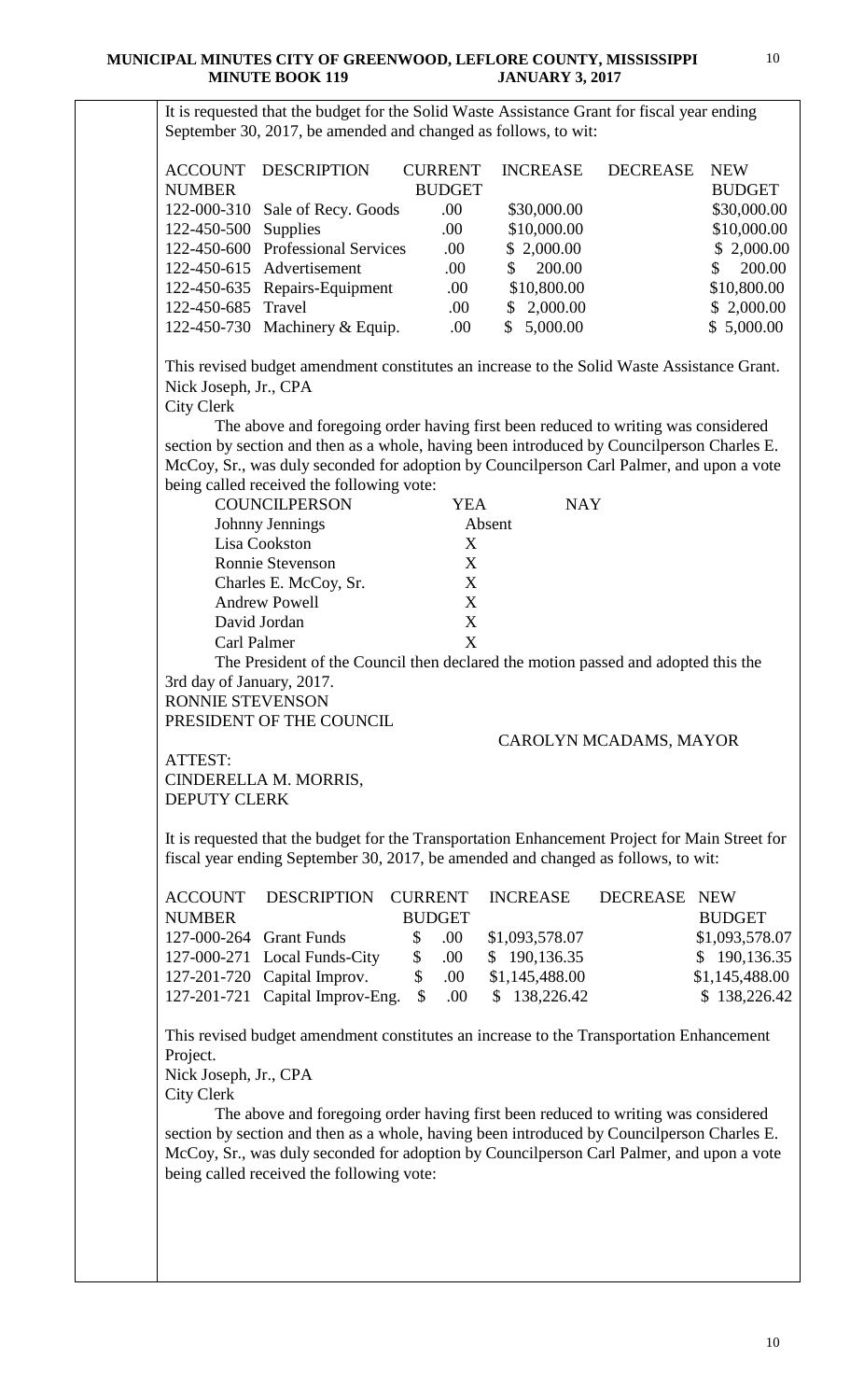It is requested that the budget for the Solid Waste Assistance Grant for fiscal year ending September 30, 2017, be amended and changed as follows, to wit:

| ACCOUNT NUMBER | DESCRIPTION | CURRENT BUDGET | INCREASE | DECREASE | NEW BUDGET |
|---|---|---|---|---|---|
| 122-000-310 | Sale of Recy. Goods | .00 | $30,000.00 | | $30,000.00 |
| 122-450-500 | Supplies | .00 | $10,000.00 | | $10,000.00 |
| 122-450-600 | Professional Services | .00 | $ 2,000.00 | | $ 2,000.00 |
| 122-450-615 | Advertisement | .00 | $ 200.00 | | $ 200.00 |
| 122-450-635 | Repairs-Equipment | .00 | $10,800.00 | | $10,800.00 |
| 122-450-685 | Travel | .00 | $ 2,000.00 | | $ 2,000.00 |
| 122-450-730 | Machinery & Equip. | .00 | $ 5,000.00 | | $ 5,000.00 |

This revised budget amendment constitutes an increase to the Solid Waste Assistance Grant.
Nick Joseph, Jr., CPA
City Clerk

The above and foregoing order having first been reduced to writing was considered section by section and then as a whole, having been introduced by Councilperson Charles E. McCoy, Sr., was duly seconded for adoption by Councilperson Carl Palmer, and upon a vote being called received the following vote:

| COUNCILPERSON | YEA | NAY |
|---|---|---|
| Johnny Jennings | Absent | |
| Lisa Cookston | X | |
| Ronnie Stevenson | X | |
| Charles E. McCoy, Sr. | X | |
| Andrew Powell | X | |
| David Jordan | X | |
| Carl Palmer | X | |

The President of the Council then declared the motion passed and adopted this the 3rd day of January, 2017.

RONNIE STEVENSON
PRESIDENT OF THE COUNCIL

CAROLYN MCADAMS, MAYOR

ATTEST:
CINDERELLA M. MORRIS,
DEPUTY CLERK

It is requested that the budget for the Transportation Enhancement Project for Main Street for fiscal year ending September 30, 2017, be amended and changed as follows, to wit:

| ACCOUNT NUMBER | DESCRIPTION | CURRENT BUDGET | INCREASE | DECREASE | NEW BUDGET |
|---|---|---|---|---|---|
| 127-000-264 | Grant Funds | $ .00 | $1,093,578.07 | | $1,093,578.07 |
| 127-000-271 | Local Funds-City | $ .00 | $ 190,136.35 | | $ 190,136.35 |
| 127-201-720 | Capital Improv. | $ .00 | $1,145,488.00 | | $1,145,488.00 |
| 127-201-721 | Capital Improv-Eng. | $ .00 | $ 138,226.42 | | $ 138,226.42 |

This revised budget amendment constitutes an increase to the Transportation Enhancement Project.
Nick Joseph, Jr., CPA
City Clerk

The above and foregoing order having first been reduced to writing was considered section by section and then as a whole, having been introduced by Councilperson Charles E. McCoy, Sr., was duly seconded for adoption by Councilperson Carl Palmer, and upon a vote being called received the following vote: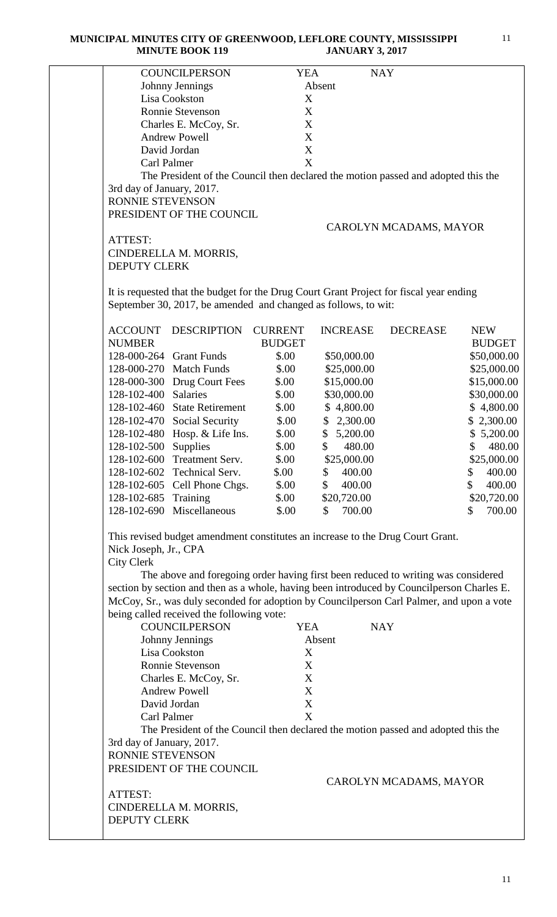| COUNCILPERSON | YEA | NAY |
|---|---|---|
| Johnny Jennings | Absent | |
| Lisa Cookston | X | |
| Ronnie Stevenson | X | |
| Charles E. McCoy, Sr. | X | |
| Andrew Powell | X | |
| David Jordan | X | |
| Carl Palmer | X | |

The President of the Council then declared the motion passed and adopted this the 3rd day of January, 2017.

RONNIE STEVENSON
PRESIDENT OF THE COUNCIL

CAROLYN MCADAMS, MAYOR

ATTEST:
CINDERELLA M. MORRIS,
DEPUTY CLERK

It is requested that the budget for the Drug Court Grant Project for fiscal year ending September 30, 2017, be amended and changed as follows, to wit:

| ACCOUNT NUMBER | DESCRIPTION | CURRENT BUDGET | INCREASE | DECREASE | NEW BUDGET |
|---|---|---|---|---|---|
| 128-000-264 | Grant Funds | $.00 | $50,000.00 | | $50,000.00 |
| 128-000-270 | Match Funds | $.00 | $25,000.00 | | $25,000.00 |
| 128-000-300 | Drug Court Fees | $.00 | $15,000.00 | | $15,000.00 |
| 128-102-400 | Salaries | $.00 | $30,000.00 | | $30,000.00 |
| 128-102-460 | State Retirement | $.00 | $ 4,800.00 | | $ 4,800.00 |
| 128-102-470 | Social Security | $.00 | $ 2,300.00 | | $ 2,300.00 |
| 128-102-480 | Hosp. & Life Ins. | $.00 | $ 5,200.00 | | $ 5,200.00 |
| 128-102-500 | Supplies | $.00 | $ 480.00 | | $ 480.00 |
| 128-102-600 | Treatment Serv. | $.00 | $25,000.00 | | $25,000.00 |
| 128-102-602 | Technical Serv. | $.00 | $ 400.00 | | $ 400.00 |
| 128-102-605 | Cell Phone Chgs. | $.00 | $ 400.00 | | $ 400.00 |
| 128-102-685 | Training | $.00 | $20,720.00 | | $20,720.00 |
| 128-102-690 | Miscellaneous | $.00 | $ 700.00 | | $ 700.00 |

This revised budget amendment constitutes an increase to the Drug Court Grant.

Nick Joseph, Jr., CPA
City Clerk

The above and foregoing order having first been reduced to writing was considered section by section and then as a whole, having been introduced by Councilperson Charles E. McCoy, Sr., was duly seconded for adoption by Councilperson Carl Palmer, and upon a vote being called received the following vote:

| COUNCILPERSON | YEA | NAY |
|---|---|---|
| Johnny Jennings | Absent | |
| Lisa Cookston | X | |
| Ronnie Stevenson | X | |
| Charles E. McCoy, Sr. | X | |
| Andrew Powell | X | |
| David Jordan | X | |
| Carl Palmer | X | |

The President of the Council then declared the motion passed and adopted this the 3rd day of January, 2017.

RONNIE STEVENSON
PRESIDENT OF THE COUNCIL

CAROLYN MCADAMS, MAYOR

ATTEST:
CINDERELLA M. MORRIS,
DEPUTY CLERK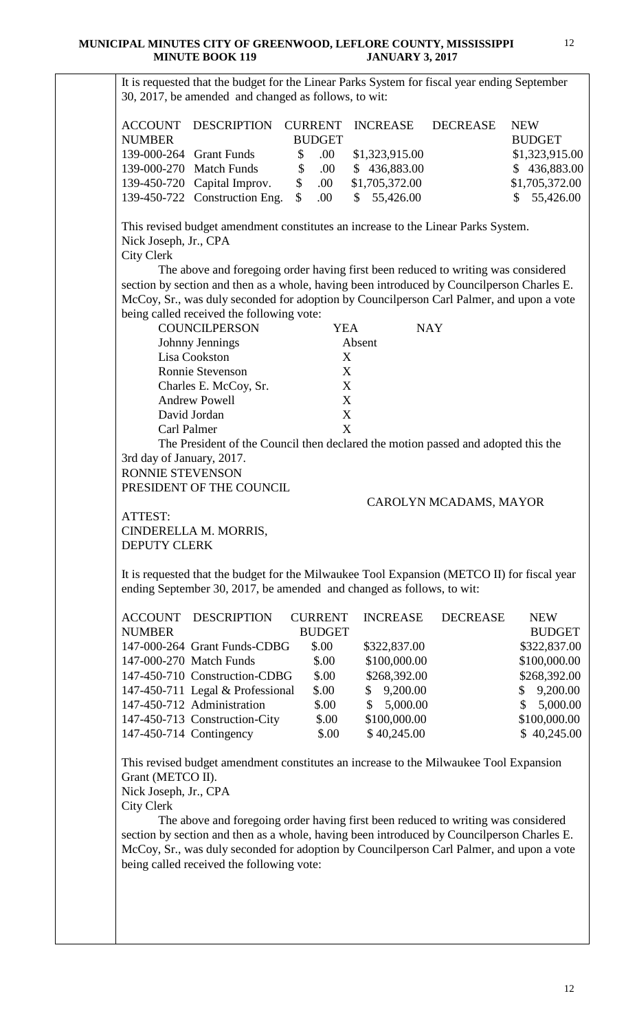It is requested that the budget for the Linear Parks System for fiscal year ending September 30, 2017, be amended and changed as follows, to wit:

| ACCOUNT NUMBER | DESCRIPTION | CURRENT BUDGET | INCREASE | DECREASE | NEW BUDGET |
|---|---|---|---|---|---|
| 139-000-264 | Grant Funds | $ .00 | $1,323,915.00 | | $1,323,915.00 |
| 139-000-270 | Match Funds | $ .00 | $ 436,883.00 | | $ 436,883.00 |
| 139-450-720 | Capital Improv. | $ .00 | $1,705,372.00 | | $1,705,372.00 |
| 139-450-722 | Construction Eng. | $ .00 | $ 55,426.00 | | $ 55,426.00 |

This revised budget amendment constitutes an increase to the Linear Parks System.
Nick Joseph, Jr., CPA
City Clerk

The above and foregoing order having first been reduced to writing was considered section by section and then as a whole, having been introduced by Councilperson Charles E. McCoy, Sr., was duly seconded for adoption by Councilperson Carl Palmer, and upon a vote being called received the following vote:

| COUNCILPERSON | YEA | NAY |
|---|---|---|
| Johnny Jennings | Absent | |
| Lisa Cookston | X | |
| Ronnie Stevenson | X | |
| Charles E. McCoy, Sr. | X | |
| Andrew Powell | X | |
| David Jordan | X | |
| Carl Palmer | X | |

The President of the Council then declared the motion passed and adopted this the 3rd day of January, 2017.

RONNIE STEVENSON
PRESIDENT OF THE COUNCIL

CAROLYN MCADAMS, MAYOR

ATTEST:
CINDERELLA M. MORRIS,
DEPUTY CLERK

It is requested that the budget for the Milwaukee Tool Expansion (METCO II) for fiscal year ending September 30, 2017, be amended and changed as follows, to wit:

| ACCOUNT NUMBER | DESCRIPTION | CURRENT BUDGET | INCREASE | DECREASE | NEW BUDGET |
|---|---|---|---|---|---|
| 147-000-264 | Grant Funds-CDBG | $.00 | $322,837.00 | | $322,837.00 |
| 147-000-270 | Match Funds | $.00 | $100,000.00 | | $100,000.00 |
| 147-450-710 | Construction-CDBG | $.00 | $268,392.00 | | $268,392.00 |
| 147-450-711 | Legal & Professional | $.00 | $ 9,200.00 | | $ 9,200.00 |
| 147-450-712 | Administration | $.00 | $ 5,000.00 | | $ 5,000.00 |
| 147-450-713 | Construction-City | $.00 | $100,000.00 | | $100,000.00 |
| 147-450-714 | Contingency | $.00 | $ 40,245.00 | | $ 40,245.00 |

This revised budget amendment constitutes an increase to the Milwaukee Tool Expansion Grant (METCO II).
Nick Joseph, Jr., CPA
City Clerk

The above and foregoing order having first been reduced to writing was considered section by section and then as a whole, having been introduced by Councilperson Charles E. McCoy, Sr., was duly seconded for adoption by Councilperson Carl Palmer, and upon a vote being called received the following vote: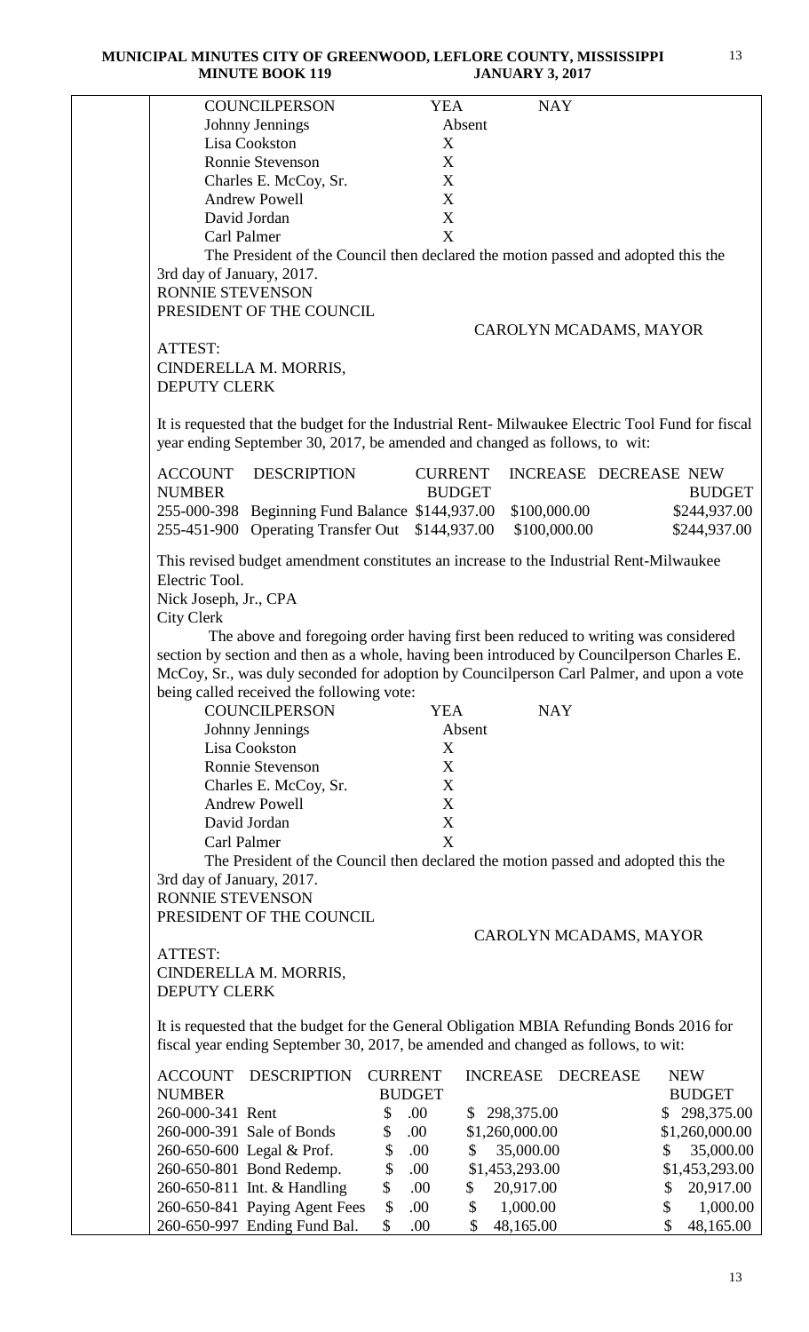| COUNCILPERSON | YEA | NAY |
|---|---|---|
| Johnny Jennings | Absent | |
| Lisa Cookston | X | |
| Ronnie Stevenson | X | |
| Charles E. McCoy, Sr. | X | |
| Andrew Powell | X | |
| David Jordan | X | |
| Carl Palmer | X | |

The President of the Council then declared the motion passed and adopted this the 3rd day of January, 2017.

RONNIE STEVENSON
PRESIDENT OF THE COUNCIL

CAROLYN MCADAMS, MAYOR

ATTEST:
CINDERELLA M. MORRIS,
DEPUTY CLERK

It is requested that the budget for the Industrial Rent- Milwaukee Electric Tool Fund for fiscal year ending September 30, 2017, be amended and changed as follows, to wit:

| ACCOUNT NUMBER | DESCRIPTION | CURRENT BUDGET | INCREASE | DECREASE | NEW BUDGET |
|---|---|---|---|---|---|
| 255-000-398 | Beginning Fund Balance | $144,937.00 | $100,000.00 | | $244,937.00 |
| 255-451-900 | Operating Transfer Out | $144,937.00 | $100,000.00 | | $244,937.00 |

This revised budget amendment constitutes an increase to the Industrial Rent-Milwaukee Electric Tool.

Nick Joseph, Jr., CPA
City Clerk

The above and foregoing order having first been reduced to writing was considered section by section and then as a whole, having been introduced by Councilperson Charles E. McCoy, Sr., was duly seconded for adoption by Councilperson Carl Palmer, and upon a vote being called received the following vote:

| COUNCILPERSON | YEA | NAY |
|---|---|---|
| Johnny Jennings | Absent | |
| Lisa Cookston | X | |
| Ronnie Stevenson | X | |
| Charles E. McCoy, Sr. | X | |
| Andrew Powell | X | |
| David Jordan | X | |
| Carl Palmer | X | |

The President of the Council then declared the motion passed and adopted this the 3rd day of January, 2017.

RONNIE STEVENSON
PRESIDENT OF THE COUNCIL

CAROLYN MCADAMS, MAYOR

ATTEST:
CINDERELLA M. MORRIS,
DEPUTY CLERK

It is requested that the budget for the General Obligation MBIA Refunding Bonds 2016 for fiscal year ending September 30, 2017, be amended and changed as follows, to wit:

| ACCOUNT NUMBER | DESCRIPTION | CURRENT BUDGET | INCREASE | DECREASE | NEW BUDGET |
|---|---|---|---|---|---|
| 260-000-341 | Rent | $ .00 | $ 298,375.00 | | $ 298,375.00 |
| 260-000-391 | Sale of Bonds | $ .00 | $1,260,000.00 | | $1,260,000.00 |
| 260-650-600 | Legal & Prof. | $ .00 | $ 35,000.00 | | $ 35,000.00 |
| 260-650-801 | Bond Redemp. | $ .00 | $1,453,293.00 | | $1,453,293.00 |
| 260-650-811 | Int. & Handling | $ .00 | $ 20,917.00 | | $ 20,917.00 |
| 260-650-841 | Paying Agent Fees | $ .00 | $ 1,000.00 | | $ 1,000.00 |
| 260-650-997 | Ending Fund Bal. | $ .00 | $ 48,165.00 | | $ 48,165.00 |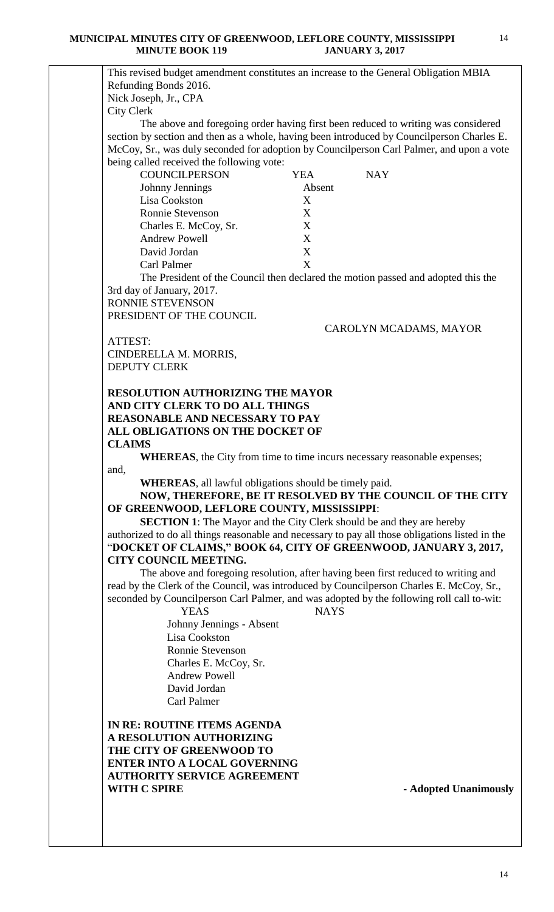This revised budget amendment constitutes an increase to the General Obligation MBIA Refunding Bonds 2016.
Nick Joseph, Jr., CPA
City Clerk

The above and foregoing order having first been reduced to writing was considered section by section and then as a whole, having been introduced by Councilperson Charles E. McCoy, Sr., was duly seconded for adoption by Councilperson Carl Palmer, and upon a vote being called received the following vote:

| COUNCILPERSON | YEA | NAY |
|---|---|---|
| Johnny Jennings | Absent | |
| Lisa Cookston | X | |
| Ronnie Stevenson | X | |
| Charles E. McCoy, Sr. | X | |
| Andrew Powell | X | |
| David Jordan | X | |
| Carl Palmer | X | |

The President of the Council then declared the motion passed and adopted this the 3rd day of January, 2017.

RONNIE STEVENSON
PRESIDENT OF THE COUNCIL

CAROLYN MCADAMS, MAYOR

ATTEST:
CINDERELLA M. MORRIS,
DEPUTY CLERK

**RESOLUTION AUTHORIZING THE MAYOR AND CITY CLERK TO DO ALL THINGS REASONABLE AND NECESSARY TO PAY ALL OBLIGATIONS ON THE DOCKET OF CLAIMS**

**WHEREAS**, the City from time to time incurs necessary reasonable expenses; and,

**WHEREAS**, all lawful obligations should be timely paid.

**NOW, THEREFORE, BE IT RESOLVED BY THE COUNCIL OF THE CITY OF GREENWOOD, LEFLORE COUNTY, MISSISSIPPI**:

**SECTION 1**: The Mayor and the City Clerk should be and they are hereby authorized to do all things reasonable and necessary to pay all those obligations listed in the "**DOCKET OF CLAIMS," BOOK 64, CITY OF GREENWOOD, JANUARY 3, 2017, CITY COUNCIL MEETING.**

The above and foregoing resolution, after having been first reduced to writing and read by the Clerk of the Council, was introduced by Councilperson Charles E. McCoy, Sr., seconded by Councilperson Carl Palmer, and was adopted by the following roll call to-wit:

| YEAS | NAYS |
|---|---|
| Johnny Jennings - Absent | |
| Lisa Cookston | |
| Ronnie Stevenson | |
| Charles E. McCoy, Sr. | |
| Andrew Powell | |
| David Jordan | |
| Carl Palmer | |

**IN RE: ROUTINE ITEMS AGENDA**
**A RESOLUTION AUTHORIZING THE CITY OF GREENWOOD TO ENTER INTO A LOCAL GOVERNING AUTHORITY SERVICE AGREEMENT WITH C SPIRE** **- Adopted Unanimously**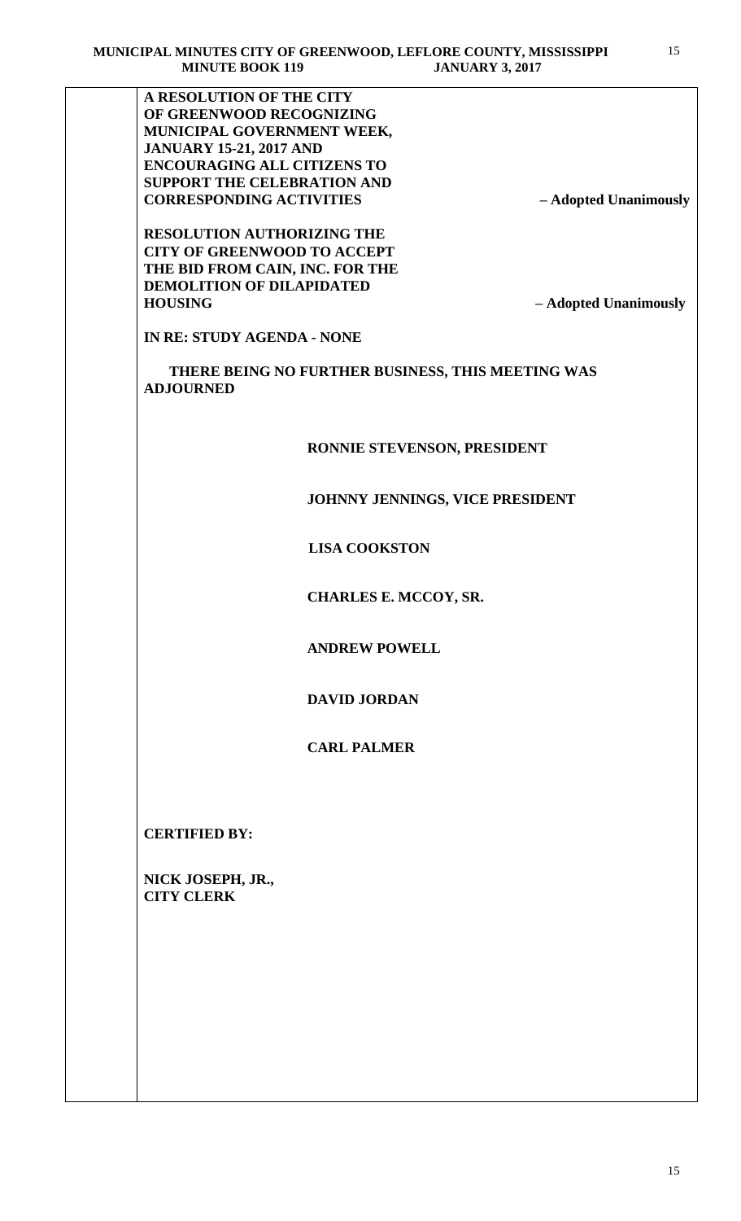**A RESOLUTION OF THE CITY OF GREENWOOD RECOGNIZING MUNICIPAL GOVERNMENT WEEK, JANUARY 15-21, 2017 AND ENCOURAGING ALL CITIZENS TO SUPPORT THE CELEBRATION AND CORRESPONDING ACTIVITIES** **– Adopted Unanimously**

**RESOLUTION AUTHORIZING THE CITY OF GREENWOOD TO ACCEPT THE BID FROM CAIN, INC. FOR THE DEMOLITION OF DILAPIDATED HOUSING** **– Adopted Unanimously**

**IN RE: STUDY AGENDA - NONE**

**THERE BEING NO FURTHER BUSINESS, THIS MEETING WAS ADJOURNED**

**RONNIE STEVENSON, PRESIDENT**

**JOHNNY JENNINGS, VICE PRESIDENT**

**LISA COOKSTON**

**CHARLES E. MCCOY, SR.**

**ANDREW POWELL**

**DAVID JORDAN**

**CARL PALMER**

**CERTIFIED BY:**

**NICK JOSEPH, JR.,**
**CITY CLERK**